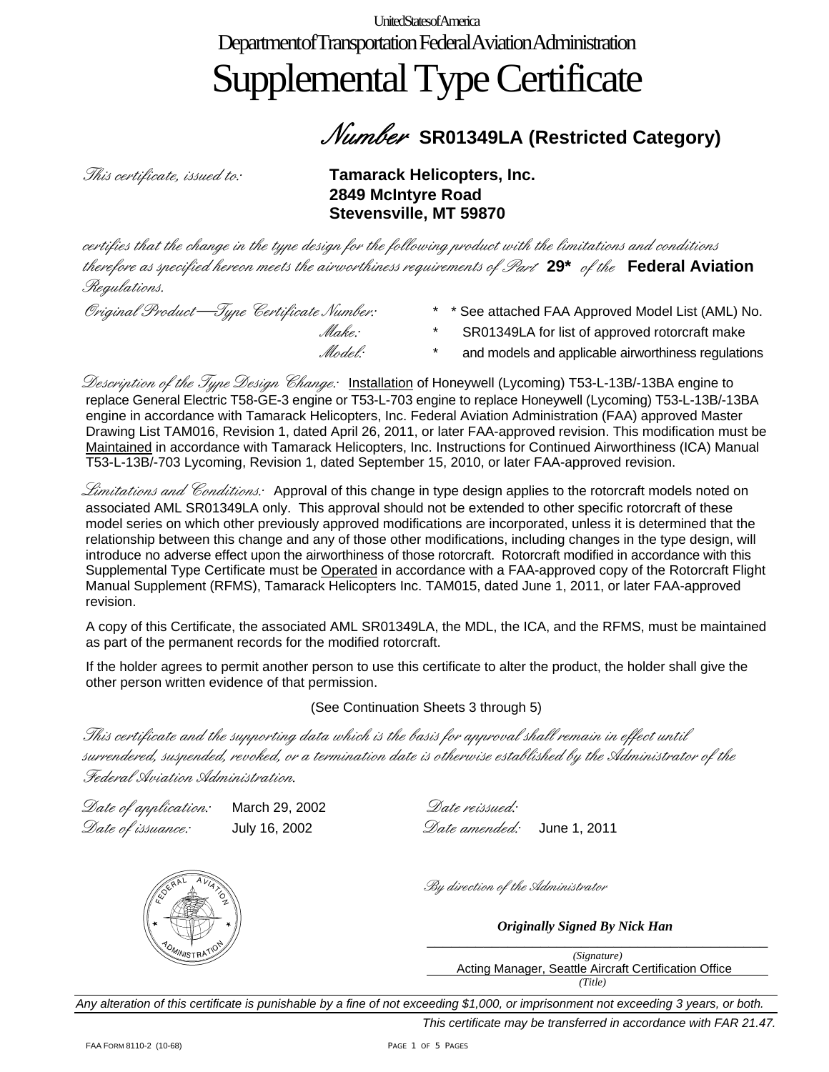United States of America

Department of Transportation Federal Aviation Administration

# Supplemental Type Certificate

## *Number* SR01349LA (Restricted Category)

*This certificate, issued to:* **Tamarack Helicopters, Inc.**
**2849 McIntyre Road**
**Stevensville, MT 59870**

*certifies that the change in the type design for the following product with the limitations and conditions therefore as specified hereon meets the airworthiness requirements of Part* **29*** *of the* **Federal Aviation** *Regulations.*

*Original Product—Type Certificate Number:* * * See attached FAA Approved Model List (AML) No.
*Make:* * SR01349LA for list of approved rotorcraft make
*Model:* * and models and applicable airworthiness regulations

*Description of the Type Design Change:* Installation of Honeywell (Lycoming) T53-L-13B/-13BA engine to replace General Electric T58-GE-3 engine or T53-L-703 engine to replace Honeywell (Lycoming) T53-L-13B/-13BA engine in accordance with Tamarack Helicopters, Inc. Federal Aviation Administration (FAA) approved Master Drawing List TAM016, Revision 1, dated April 26, 2011, or later FAA-approved revision. This modification must be Maintained in accordance with Tamarack Helicopters, Inc. Instructions for Continued Airworthiness (ICA) Manual T53-L-13B/-703 Lycoming, Revision 1, dated September 15, 2010, or later FAA-approved revision.

*Limitations and Conditions:* Approval of this change in type design applies to the rotorcraft models noted on associated AML SR01349LA only. This approval should not be extended to other specific rotorcraft of these model series on which other previously approved modifications are incorporated, unless it is determined that the relationship between this change and any of those other modifications, including changes in the type design, will introduce no adverse effect upon the airworthiness of those rotorcraft. Rotorcraft modified in accordance with this Supplemental Type Certificate must be Operated in accordance with a FAA-approved copy of the Rotorcraft Flight Manual Supplement (RFMS), Tamarack Helicopters Inc. TAM015, dated June 1, 2011, or later FAA-approved revision.

A copy of this Certificate, the associated AML SR01349LA, the MDL, the ICA, and the RFMS, must be maintained as part of the permanent records for the modified rotorcraft.

If the holder agrees to permit another person to use this certificate to alter the product, the holder shall give the other person written evidence of that permission.

(See Continuation Sheets 3 through 5)

*This certificate and the supporting data which is the basis for approval shall remain in effect until surrendered, suspended, revoked, or a termination date is otherwise established by the Administrator of the Federal Aviation Administration.*

*Date of application:* March 29, 2002 *Date reissued:*
*Date of issuance:* July 16, 2002 *Date amended:* June 1, 2011

*By direction of the Administrator*

***Originally Signed By Nick Han***

*(Signature)*
Acting Manager, Seattle Aircraft Certification Office
*(Title)*

*Any alteration of this certificate is punishable by a fine of not exceeding $1,000, or imprisonment not exceeding 3 years, or both.*

*This certificate may be transferred in accordance with FAR 21.47.*

FAA Form 8110-2 (10-68)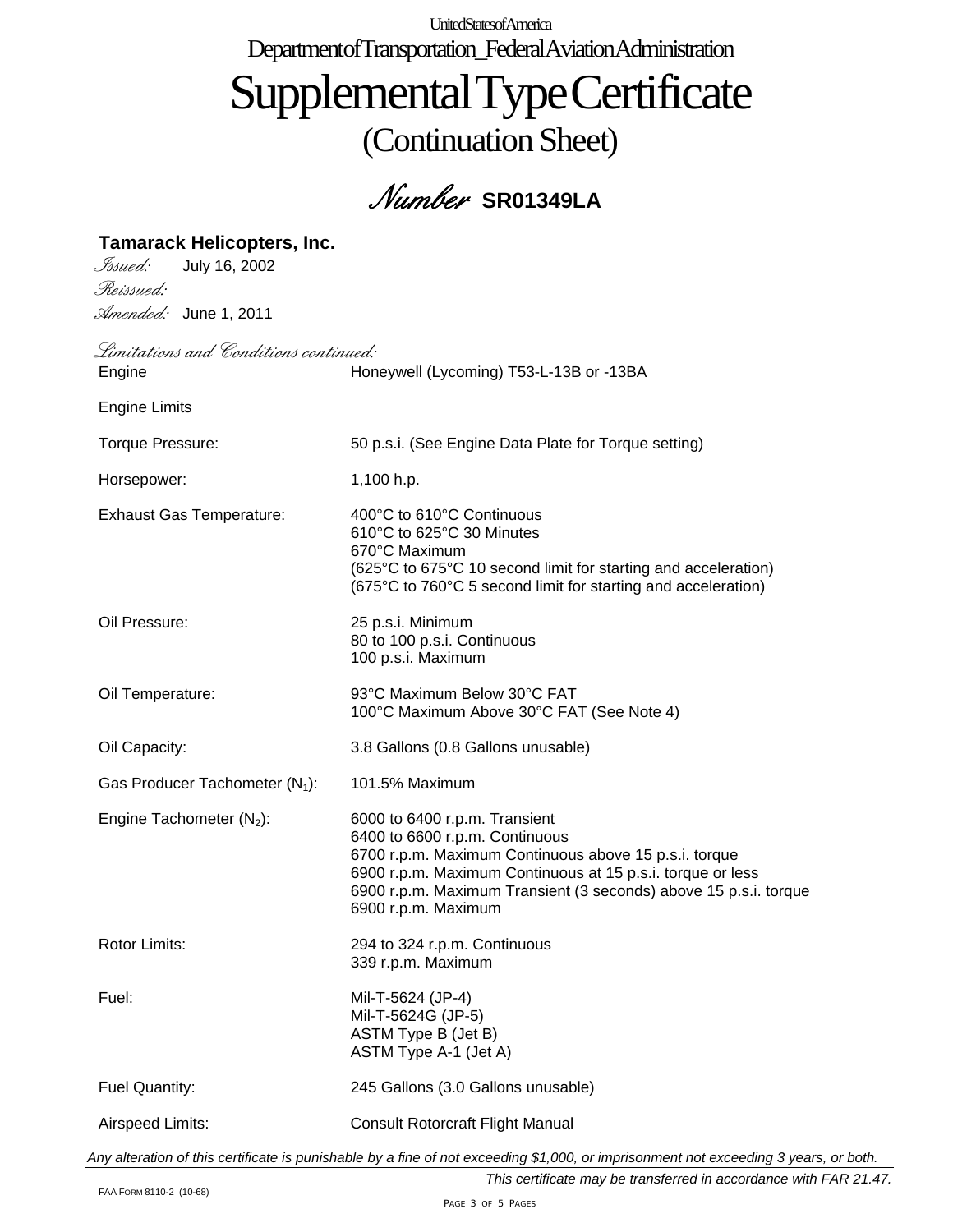United States of America

Department of Transportation_Federal Aviation Administration

# Supplemental Type Certificate

## (Continuation Sheet)

## *Number* **SR01349LA**

**Tamarack Helicopters, Inc.**

*Issued:* July 16, 2002

*Reissued:*

*Amended:* June 1, 2011

*Limitations and Conditions continued:*

| | |
|---|---|
| Engine | Honeywell (Lycoming) T53-L-13B or -13BA |
| Engine Limits | |
| Torque Pressure: | 50 p.s.i. (See Engine Data Plate for Torque setting) |
| Horsepower: | 1,100 h.p. |
| Exhaust Gas Temperature: | 400°C to 610°C Continuous<br>610°C to 625°C 30 Minutes<br>670°C Maximum<br>(625°C to 675°C 10 second limit for starting and acceleration)<br>(675°C to 760°C 5 second limit for starting and acceleration) |
| Oil Pressure: | 25 p.s.i. Minimum<br>80 to 100 p.s.i. Continuous<br>100 p.s.i. Maximum |
| Oil Temperature: | 93°C Maximum Below 30°C FAT<br>100°C Maximum Above 30°C FAT (See Note 4) |
| Oil Capacity: | 3.8 Gallons (0.8 Gallons unusable) |
| Gas Producer Tachometer ($N_1$): | 101.5% Maximum |
| Engine Tachometer ($N_2$): | 6000 to 6400 r.p.m. Transient<br>6400 to 6600 r.p.m. Continuous<br>6700 r.p.m. Maximum Continuous above 15 p.s.i. torque<br>6900 r.p.m. Maximum Continuous at 15 p.s.i. torque or less<br>6900 r.p.m. Maximum Transient (3 seconds) above 15 p.s.i. torque<br>6900 r.p.m. Maximum |
| Rotor Limits: | 294 to 324 r.p.m. Continuous<br>339 r.p.m. Maximum |
| Fuel: | Mil-T-5624 (JP-4)<br>Mil-T-5624G (JP-5)<br>ASTM Type B (Jet B)<br>ASTM Type A-1 (Jet A) |
| Fuel Quantity: | 245 Gallons (3.0 Gallons unusable) |
| Airspeed Limits: | Consult Rotorcraft Flight Manual |

*Any alteration of this certificate is punishable by a fine of not exceeding $1,000, or imprisonment not exceeding 3 years, or both.*

*This certificate may be transferred in accordance with FAR 21.47.*

FAA FORM 8110-2 (10-68)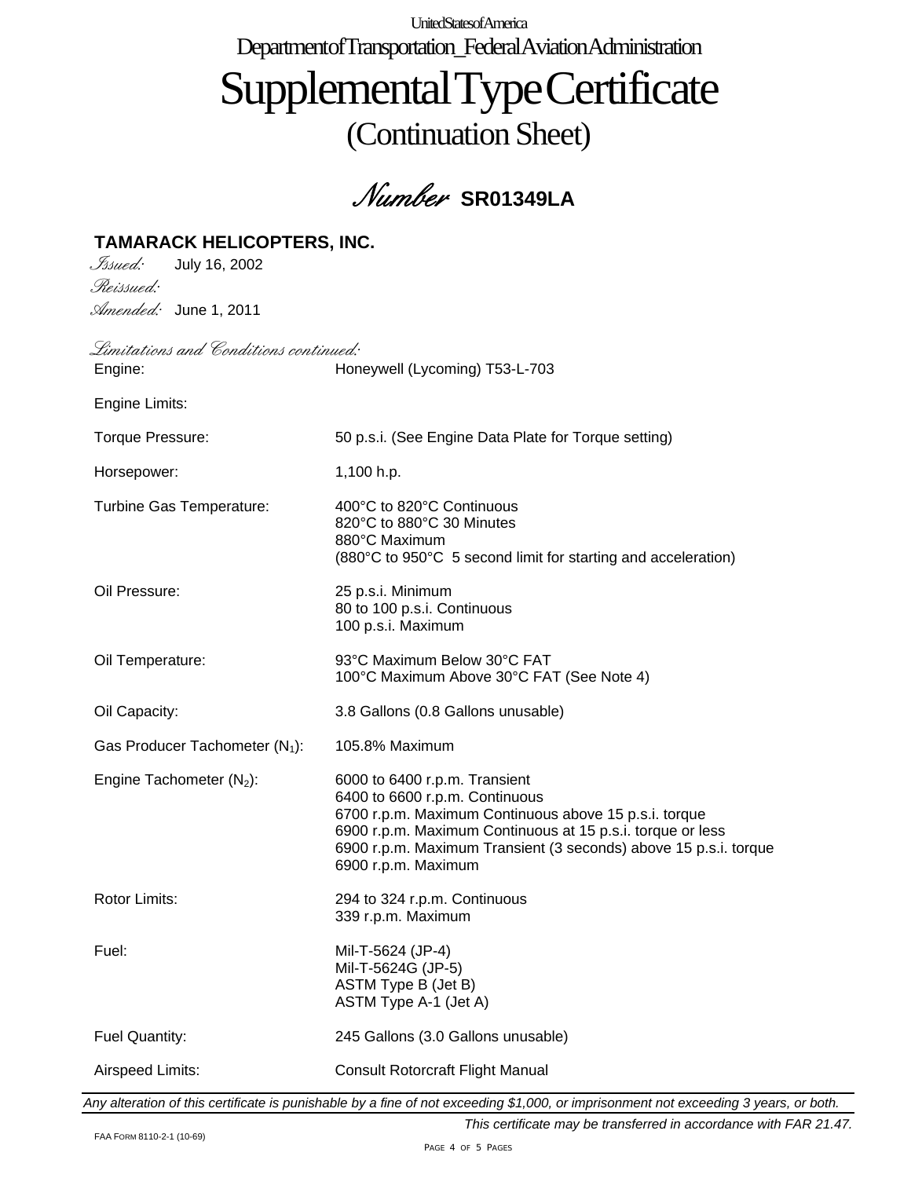United States of America

Department of Transportation_Federal Aviation Administration

# Supplemental Type Certificate

## (Continuation Sheet)

## *Number* **SR01349LA**

**TAMARACK HELICOPTERS, INC.**

*Issued:* July 16, 2002

*Reissued:*

*Amended:* June 1, 2011

*Limitations and Conditions continued:*

| | |
|---|---|
| Engine: | Honeywell (Lycoming) T53-L-703 |
| Engine Limits: | |
| Torque Pressure: | 50 p.s.i. (See Engine Data Plate for Torque setting) |
| Horsepower: | 1,100 h.p. |
| Turbine Gas Temperature: | 400°C to 820°C Continuous<br>820°C to 880°C 30 Minutes<br>880°C Maximum<br>(880°C to 950°C 5 second limit for starting and acceleration) |
| Oil Pressure: | 25 p.s.i. Minimum<br>80 to 100 p.s.i. Continuous<br>100 p.s.i. Maximum |
| Oil Temperature: | 93°C Maximum Below 30°C FAT<br>100°C Maximum Above 30°C FAT (See Note 4) |
| Oil Capacity: | 3.8 Gallons (0.8 Gallons unusable) |
| Gas Producer Tachometer ($N_1$): | 105.8% Maximum |
| Engine Tachometer ($N_2$): | 6000 to 6400 r.p.m. Transient<br>6400 to 6600 r.p.m. Continuous<br>6700 r.p.m. Maximum Continuous above 15 p.s.i. torque<br>6900 r.p.m. Maximum Continuous at 15 p.s.i. torque or less<br>6900 r.p.m. Maximum Transient (3 seconds) above 15 p.s.i. torque<br>6900 r.p.m. Maximum |
| Rotor Limits: | 294 to 324 r.p.m. Continuous<br>339 r.p.m. Maximum |
| Fuel: | Mil-T-5624 (JP-4)<br>Mil-T-5624G (JP-5)<br>ASTM Type B (Jet B)<br>ASTM Type A-1 (Jet A) |
| Fuel Quantity: | 245 Gallons (3.0 Gallons unusable) |
| Airspeed Limits: | Consult Rotorcraft Flight Manual |

*Any alteration of this certificate is punishable by a fine of not exceeding $1,000, or imprisonment not exceeding 3 years, or both.*

*This certificate may be transferred in accordance with FAR 21.47.*

FAA FORM 8110-2-1 (10-69)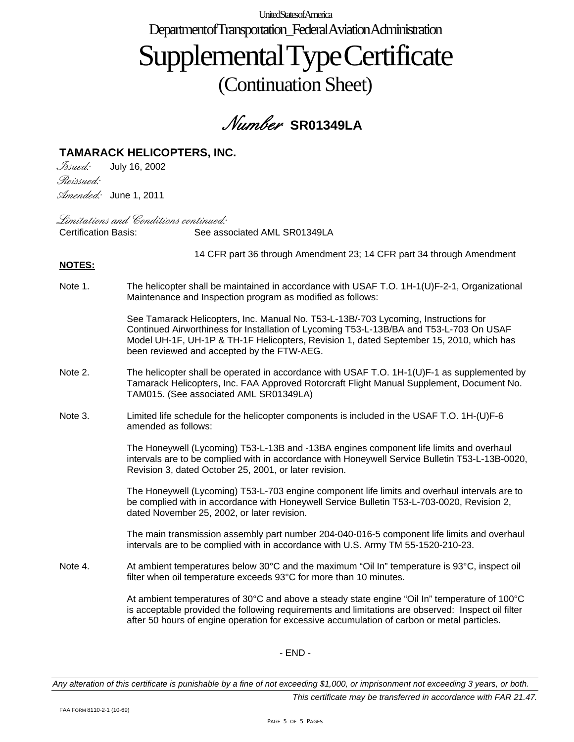United States of America

Department of Transportation_Federal Aviation Administration

# Supplemental Type Certificate

(Continuation Sheet)

## *Number* **SR01349LA**

**TAMARACK HELICOPTERS, INC.**

*Issued:* July 16, 2002

*Reissued:*

*Amended:* June 1, 2011

*Limitations and Conditions continued:*

Certification Basis: See associated AML SR01349LA

14 CFR part 36 through Amendment 23; 14 CFR part 34 through Amendment

**NOTES:**

Note 1. The helicopter shall be maintained in accordance with USAF T.O. 1H-1(U)F-2-1, Organizational Maintenance and Inspection program as modified as follows:

See Tamarack Helicopters, Inc. Manual No. T53-L-13B/-703 Lycoming, Instructions for Continued Airworthiness for Installation of Lycoming T53-L-13B/BA and T53-L-703 On USAF Model UH-1F, UH-1P & TH-1F Helicopters, Revision 1, dated September 15, 2010, which has been reviewed and accepted by the FTW-AEG.

Note 2. The helicopter shall be operated in accordance with USAF T.O. 1H-1(U)F-1 as supplemented by Tamarack Helicopters, Inc. FAA Approved Rotorcraft Flight Manual Supplement, Document No. TAM015. (See associated AML SR01349LA)

Note 3. Limited life schedule for the helicopter components is included in the USAF T.O. 1H-(U)F-6 amended as follows:

The Honeywell (Lycoming) T53-L-13B and -13BA engines component life limits and overhaul intervals are to be complied with in accordance with Honeywell Service Bulletin T53-L-13B-0020, Revision 3, dated October 25, 2001, or later revision.

The Honeywell (Lycoming) T53-L-703 engine component life limits and overhaul intervals are to be complied with in accordance with Honeywell Service Bulletin T53-L-703-0020, Revision 2, dated November 25, 2002, or later revision.

The main transmission assembly part number 204-040-016-5 component life limits and overhaul intervals are to be complied with in accordance with U.S. Army TM 55-1520-210-23.

Note 4. At ambient temperatures below 30°C and the maximum “Oil In” temperature is 93°C, inspect oil filter when oil temperature exceeds 93°C for more than 10 minutes.

At ambient temperatures of 30°C and above a steady state engine “Oil In” temperature of 100°C is acceptable provided the following requirements and limitations are observed: Inspect oil filter after 50 hours of engine operation for excessive accumulation of carbon or metal particles.

- END -

*Any alteration of this certificate is punishable by a fine of not exceeding $1,000, or imprisonment not exceeding 3 years, or both.*

*This certificate may be transferred in accordance with FAR 21.47.*

FAA FORM 8110-2-1 (10-69)